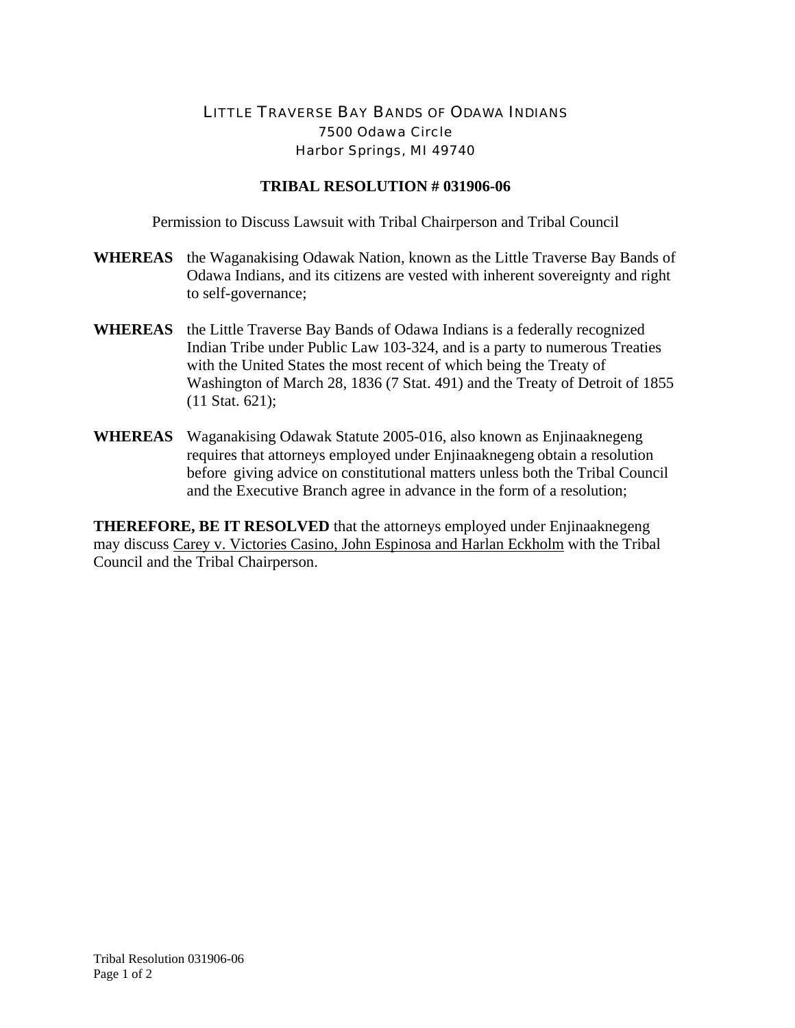LITTLE TRAVERSE BAY BANDS OF ODAWA INDIANS
7500 Odawa Circle
Harbor Springs, MI 49740

**TRIBAL RESOLUTION # 031906-06**

Permission to Discuss Lawsuit with Tribal Chairperson and Tribal Council

**WHEREAS** the Waganakising Odawak Nation, known as the Little Traverse Bay Bands of Odawa Indians, and its citizens are vested with inherent sovereignty and right to self-governance;

**WHEREAS** the Little Traverse Bay Bands of Odawa Indians is a federally recognized Indian Tribe under Public Law 103-324, and is a party to numerous Treaties with the United States the most recent of which being the Treaty of Washington of March 28, 1836 (7 Stat. 491) and the Treaty of Detroit of 1855 (11 Stat. 621);

**WHEREAS** Waganakising Odawak Statute 2005-016, also known as Enjinaaknegeng requires that attorneys employed under Enjinaaknegeng obtain a resolution before giving advice on constitutional matters unless both the Tribal Council and the Executive Branch agree in advance in the form of a resolution;

**THEREFORE, BE IT RESOLVED** that the attorneys employed under Enjinaaknegeng may discuss Carey v. Victories Casino, John Espinosa and Harlan Eckholm with the Tribal Council and the Tribal Chairperson.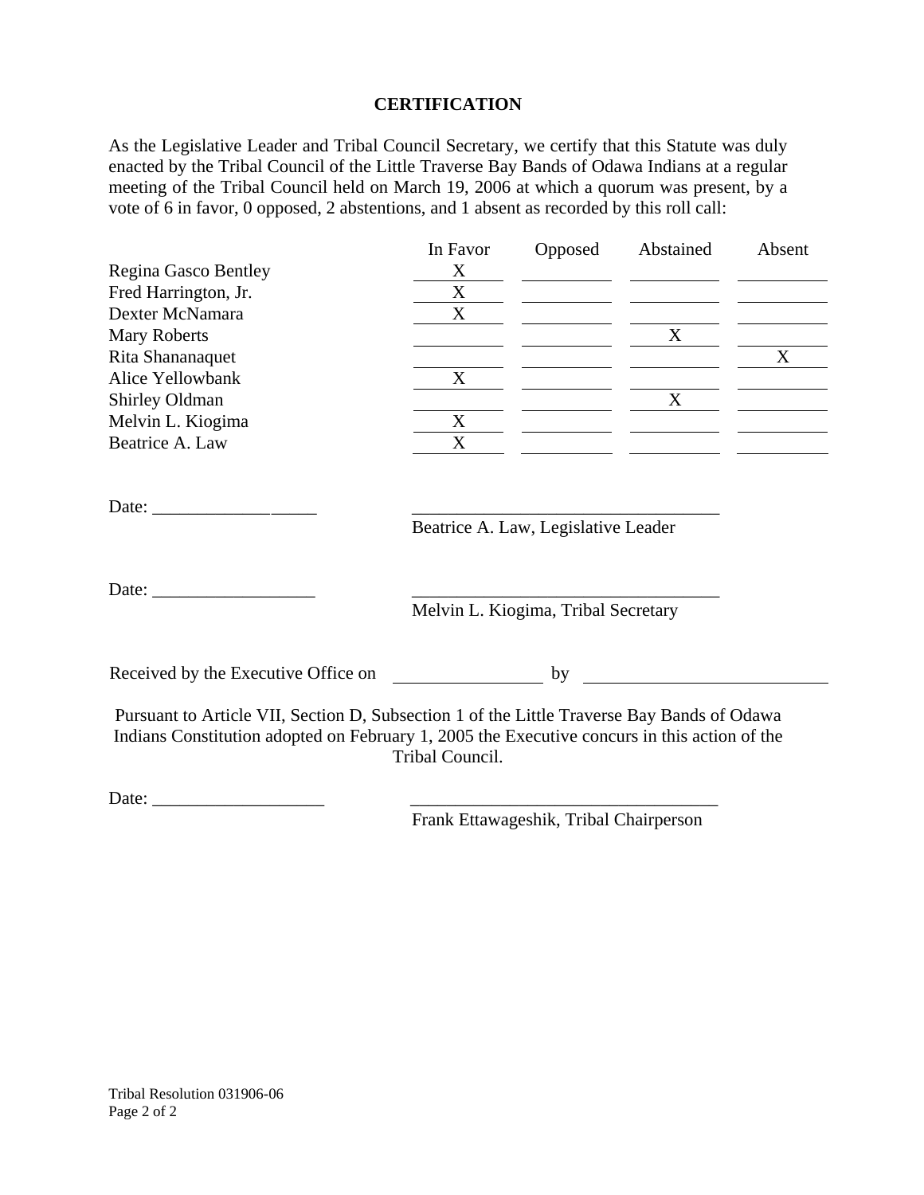## CERTIFICATION

As the Legislative Leader and Tribal Council Secretary, we certify that this Statute was duly enacted by the Tribal Council of the Little Traverse Bay Bands of Odawa Indians at a regular meeting of the Tribal Council held on March 19, 2006 at which a quorum was present, by a vote of 6 in favor, 0 opposed, 2 abstentions, and 1 absent as recorded by this roll call:

| | In Favor | Opposed | Abstained | Absent |
|---|---|---|---|---|
| Regina Gasco Bentley | X | | | |
| Fred Harrington, Jr. | X | | | |
| Dexter McNamara | X | | | |
| Mary Roberts | | | X | |
| Rita Shananaquet | | | | X |
| Alice Yellowbank | X | | | |
| Shirley Oldman | | | X | |
| Melvin L. Kiogima | X | | | |
| Beatrice A. Law | X | | | |

Date: __________________ __________________________________
Beatrice A. Law, Legislative Leader

Date: __________________ __________________________________
Melvin L. Kiogima, Tribal Secretary

Received by the Executive Office on ________________ by __________________________

Pursuant to Article VII, Section D, Subsection 1 of the Little Traverse Bay Bands of Odawa Indians Constitution adopted on February 1, 2005 the Executive concurs in this action of the Tribal Council.

Date: ___________________ __________________________________
Frank Ettawageshik, Tribal Chairperson

Tribal Resolution 031906-06